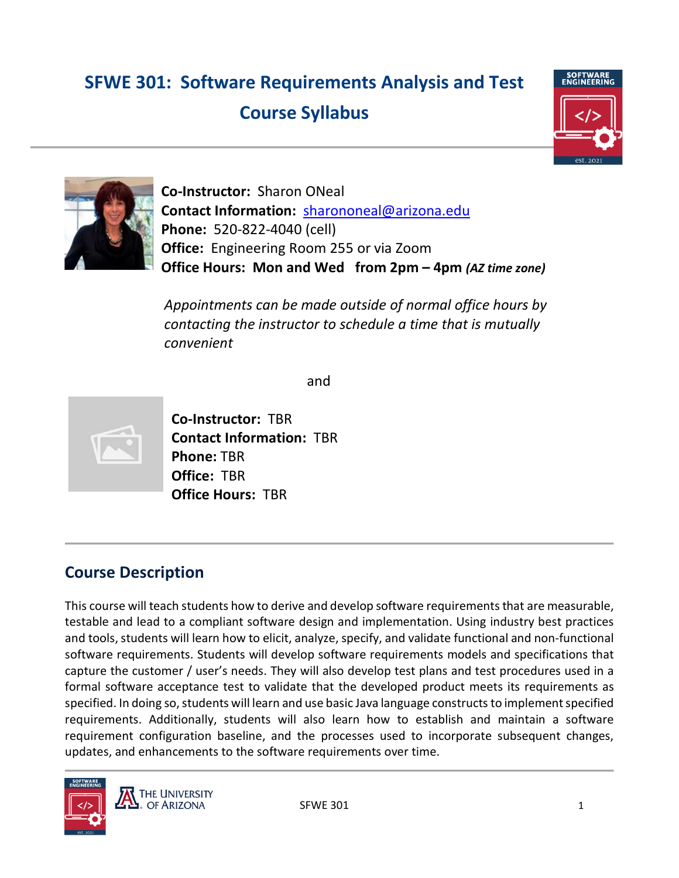# SFWE 301: Software Requirements Analysis and Test Course Syllabus

**Co-Instructor:** Sharon ONeal
**Contact Information:** sharononeal@arizona.edu
**Phone:** 520-822-4040 (cell)
**Office:** Engineering Room 255 or via Zoom
**Office Hours: Mon and Wed from 2pm – 4pm** ***(AZ time zone)***

*Appointments can be made outside of normal office hours by contacting the instructor to schedule a time that is mutually convenient*

and

**Co-Instructor:** TBR
**Contact Information:** TBR
**Phone:** TBR
**Office:** TBR
**Office Hours:** TBR

## Course Description

This course will teach students how to derive and develop software requirements that are measurable, testable and lead to a compliant software design and implementation. Using industry best practices and tools, students will learn how to elicit, analyze, specify, and validate functional and non-functional software requirements. Students will develop software requirements models and specifications that capture the customer / user's needs. They will also develop test plans and test procedures used in a formal software acceptance test to validate that the developed product meets its requirements as specified. In doing so, students will learn and use basic Java language constructs to implement specified requirements. Additionally, students will also learn how to establish and maintain a software requirement configuration baseline, and the processes used to incorporate subsequent changes, updates, and enhancements to the software requirements over time.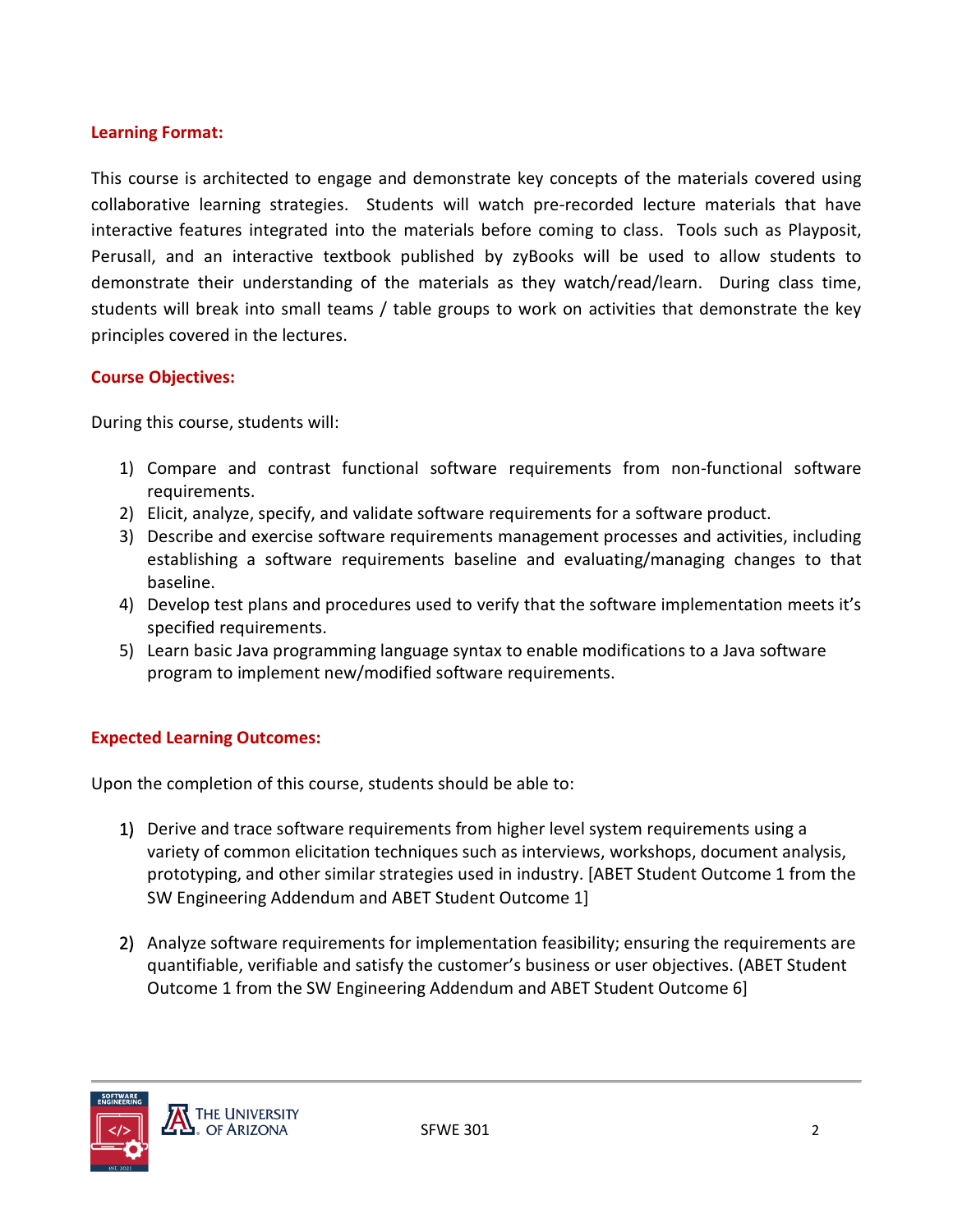### Learning Format:

This course is architected to engage and demonstrate key concepts of the materials covered using collaborative learning strategies. Students will watch pre-recorded lecture materials that have interactive features integrated into the materials before coming to class. Tools such as Playposit, Perusall, and an interactive textbook published by zyBooks will be used to allow students to demonstrate their understanding of the materials as they watch/read/learn. During class time, students will break into small teams / table groups to work on activities that demonstrate the key principles covered in the lectures.

### Course Objectives:

During this course, students will:

1) Compare and contrast functional software requirements from non-functional software requirements.
2) Elicit, analyze, specify, and validate software requirements for a software product.
3) Describe and exercise software requirements management processes and activities, including establishing a software requirements baseline and evaluating/managing changes to that baseline.
4) Develop test plans and procedures used to verify that the software implementation meets it's specified requirements.
5) Learn basic Java programming language syntax to enable modifications to a Java software program to implement new/modified software requirements.

### Expected Learning Outcomes:

Upon the completion of this course, students should be able to:

1) Derive and trace software requirements from higher level system requirements using a variety of common elicitation techniques such as interviews, workshops, document analysis, prototyping, and other similar strategies used in industry. [ABET Student Outcome 1 from the SW Engineering Addendum and ABET Student Outcome 1]

2) Analyze software requirements for implementation feasibility; ensuring the requirements are quantifiable, verifiable and satisfy the customer's business or user objectives. (ABET Student Outcome 1 from the SW Engineering Addendum and ABET Student Outcome 6]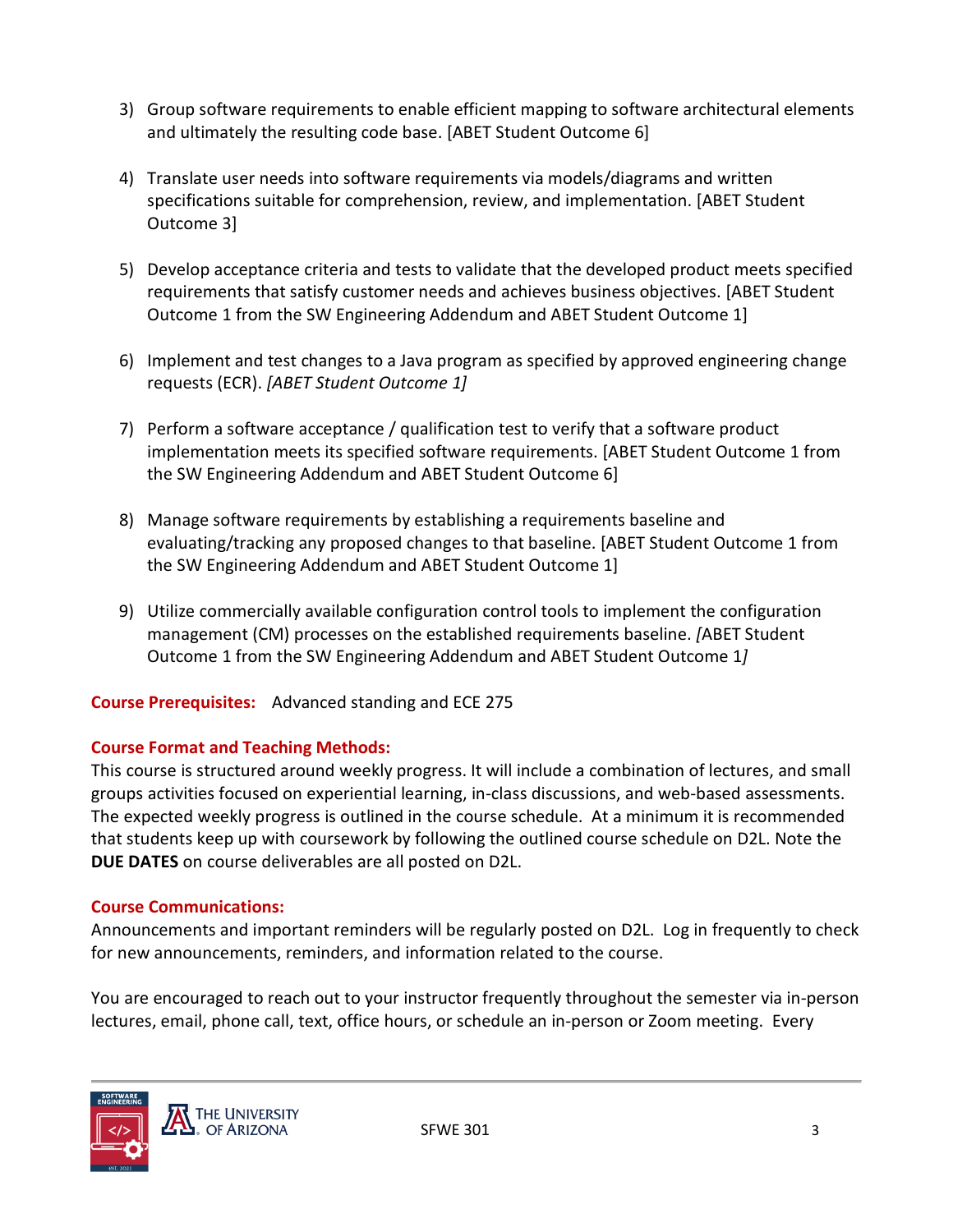3) Group software requirements to enable efficient mapping to software architectural elements and ultimately the resulting code base. [ABET Student Outcome 6]

4) Translate user needs into software requirements via models/diagrams and written specifications suitable for comprehension, review, and implementation. [ABET Student Outcome 3]

5) Develop acceptance criteria and tests to validate that the developed product meets specified requirements that satisfy customer needs and achieves business objectives. [ABET Student Outcome 1 from the SW Engineering Addendum and ABET Student Outcome 1]

6) Implement and test changes to a Java program as specified by approved engineering change requests (ECR). *[ABET Student Outcome 1]*

7) Perform a software acceptance / qualification test to verify that a software product implementation meets its specified software requirements. [ABET Student Outcome 1 from the SW Engineering Addendum and ABET Student Outcome 6]

8) Manage software requirements by establishing a requirements baseline and evaluating/tracking any proposed changes to that baseline. [ABET Student Outcome 1 from the SW Engineering Addendum and ABET Student Outcome 1]

9) Utilize commercially available configuration control tools to implement the configuration management (CM) processes on the established requirements baseline. *[*ABET Student Outcome 1 from the SW Engineering Addendum and ABET Student Outcome 1*]*

**Course Prerequisites:** Advanced standing and ECE 275

**Course Format and Teaching Methods:**
This course is structured around weekly progress. It will include a combination of lectures, and small groups activities focused on experiential learning, in-class discussions, and web-based assessments. The expected weekly progress is outlined in the course schedule. At a minimum it is recommended that students keep up with coursework by following the outlined course schedule on D2L. Note the **DUE DATES** on course deliverables are all posted on D2L.

**Course Communications:**
Announcements and important reminders will be regularly posted on D2L. Log in frequently to check for new announcements, reminders, and information related to the course.

You are encouraged to reach out to your instructor frequently throughout the semester via in-person lectures, email, phone call, text, office hours, or schedule an in-person or Zoom meeting. Every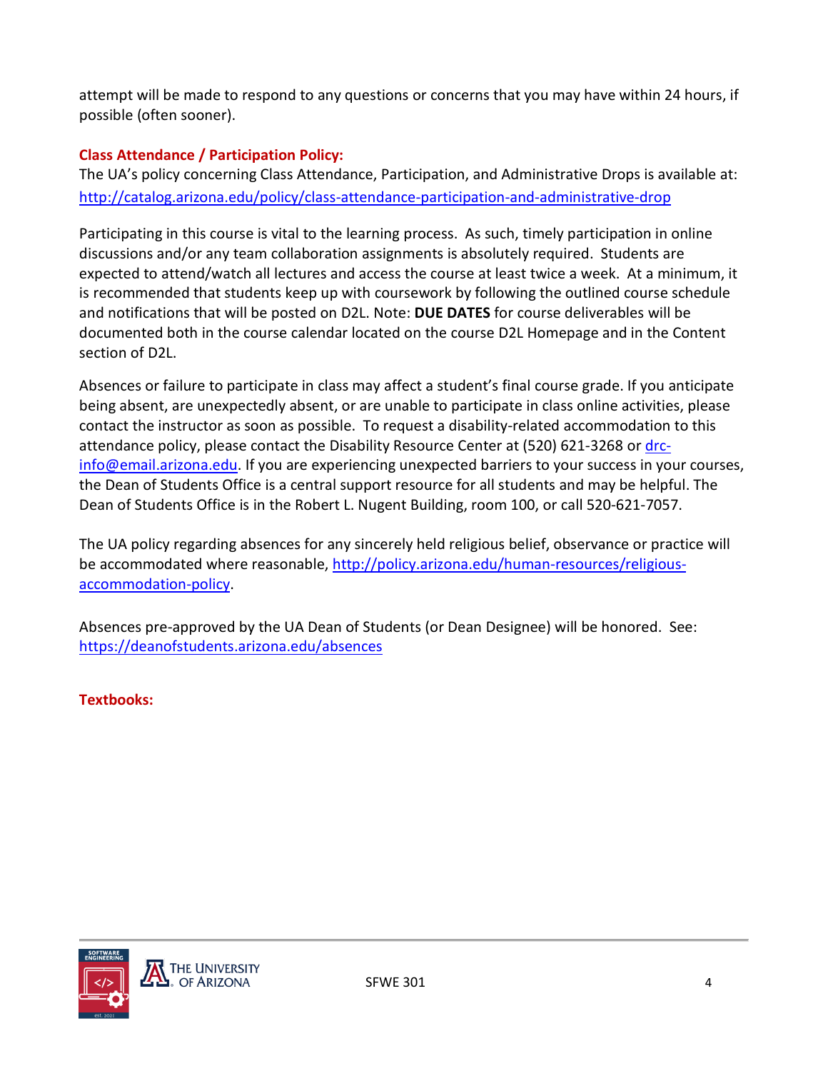attempt will be made to respond to any questions or concerns that you may have within 24 hours, if possible (often sooner).

### Class Attendance / Participation Policy:

The UA's policy concerning Class Attendance, Participation, and Administrative Drops is available at: http://catalog.arizona.edu/policy/class-attendance-participation-and-administrative-drop

Participating in this course is vital to the learning process. As such, timely participation in online discussions and/or any team collaboration assignments is absolutely required. Students are expected to attend/watch all lectures and access the course at least twice a week. At a minimum, it is recommended that students keep up with coursework by following the outlined course schedule and notifications that will be posted on D2L. Note: **DUE DATES** for course deliverables will be documented both in the course calendar located on the course D2L Homepage and in the Content section of D2L.

Absences or failure to participate in class may affect a student's final course grade. If you anticipate being absent, are unexpectedly absent, or are unable to participate in class online activities, please contact the instructor as soon as possible. To request a disability-related accommodation to this attendance policy, please contact the Disability Resource Center at (520) 621-3268 or drc-info@email.arizona.edu. If you are experiencing unexpected barriers to your success in your courses, the Dean of Students Office is a central support resource for all students and may be helpful. The Dean of Students Office is in the Robert L. Nugent Building, room 100, or call 520-621-7057.

The UA policy regarding absences for any sincerely held religious belief, observance or practice will be accommodated where reasonable, http://policy.arizona.edu/human-resources/religious-accommodation-policy.

Absences pre-approved by the UA Dean of Students (or Dean Designee) will be honored. See: https://deanofstudents.arizona.edu/absences

### Textbooks: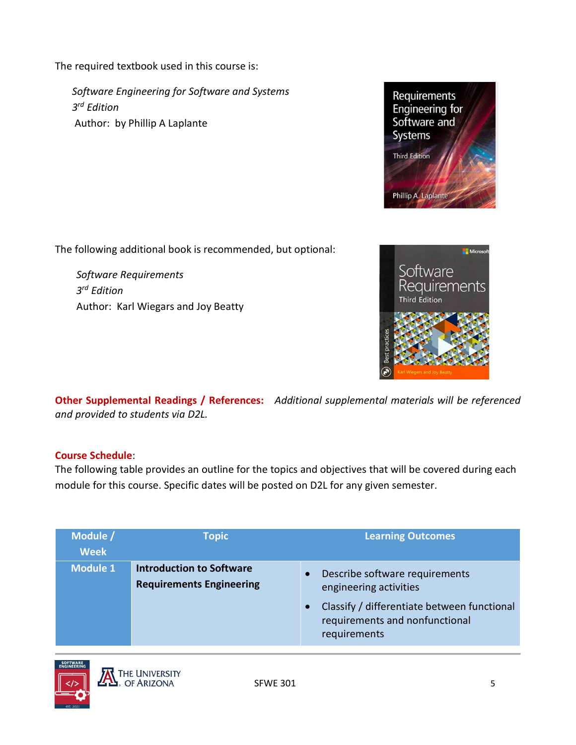The required textbook used in this course is:

*Software Engineering for Software and Systems*
*3rd Edition*
Author: by Phillip A Laplante

The following additional book is recommended, but optional:

*Software Requirements*
*3rd Edition*
Author: Karl Wiegars and Joy Beatty

**Other Supplemental Readings / References:** *Additional supplemental materials will be referenced and provided to students via D2L.*

**Course Schedule**:
The following table provides an outline for the topics and objectives that will be covered during each module for this course. Specific dates will be posted on D2L for any given semester.

| Module / Week | Topic | Learning Outcomes |
|---|---|---|
| **Module 1** | **Introduction to Software Requirements Engineering** | • Describe software requirements engineering activities<br>• Classify / differentiate between functional requirements and nonfunctional requirements |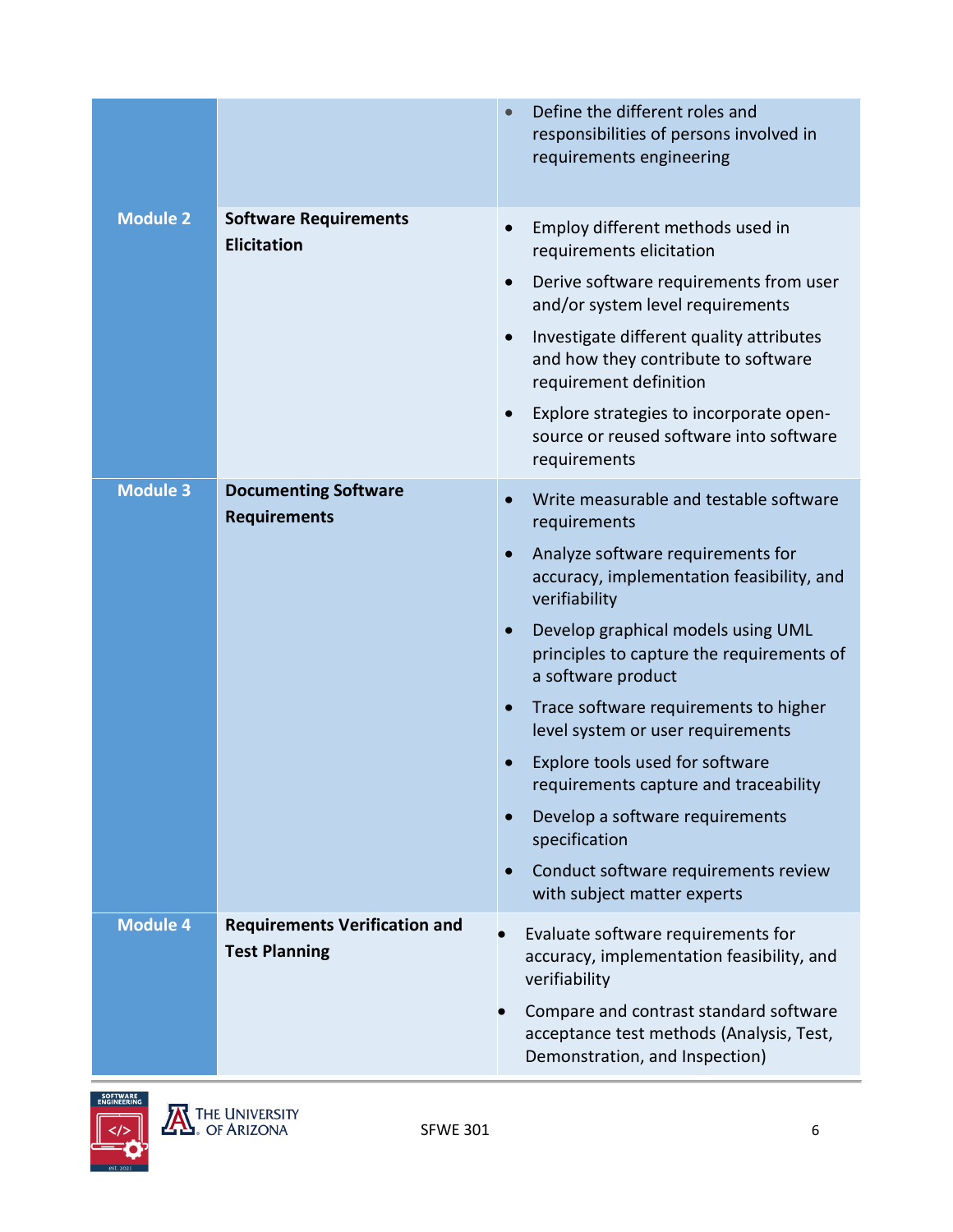| | | |
|---|---|---|
| | | • Define the different roles and responsibilities of persons involved in requirements engineering |
| **Module 2** | **Software Requirements Elicitation** | • Employ different methods used in requirements elicitation<br>• Derive software requirements from user and/or system level requirements<br>• Investigate different quality attributes and how they contribute to software requirement definition<br>• Explore strategies to incorporate open-source or reused software into software requirements |
| **Module 3** | **Documenting Software Requirements** | • Write measurable and testable software requirements<br>• Analyze software requirements for accuracy, implementation feasibility, and verifiability<br>• Develop graphical models using UML principles to capture the requirements of a software product<br>• Trace software requirements to higher level system or user requirements<br>• Explore tools used for software requirements capture and traceability<br>• Develop a software requirements specification<br>• Conduct software requirements review with subject matter experts |
| **Module 4** | **Requirements Verification and Test Planning** | • Evaluate software requirements for accuracy, implementation feasibility, and verifiability<br>• Compare and contrast standard software acceptance test methods (Analysis, Test, Demonstration, and Inspection) |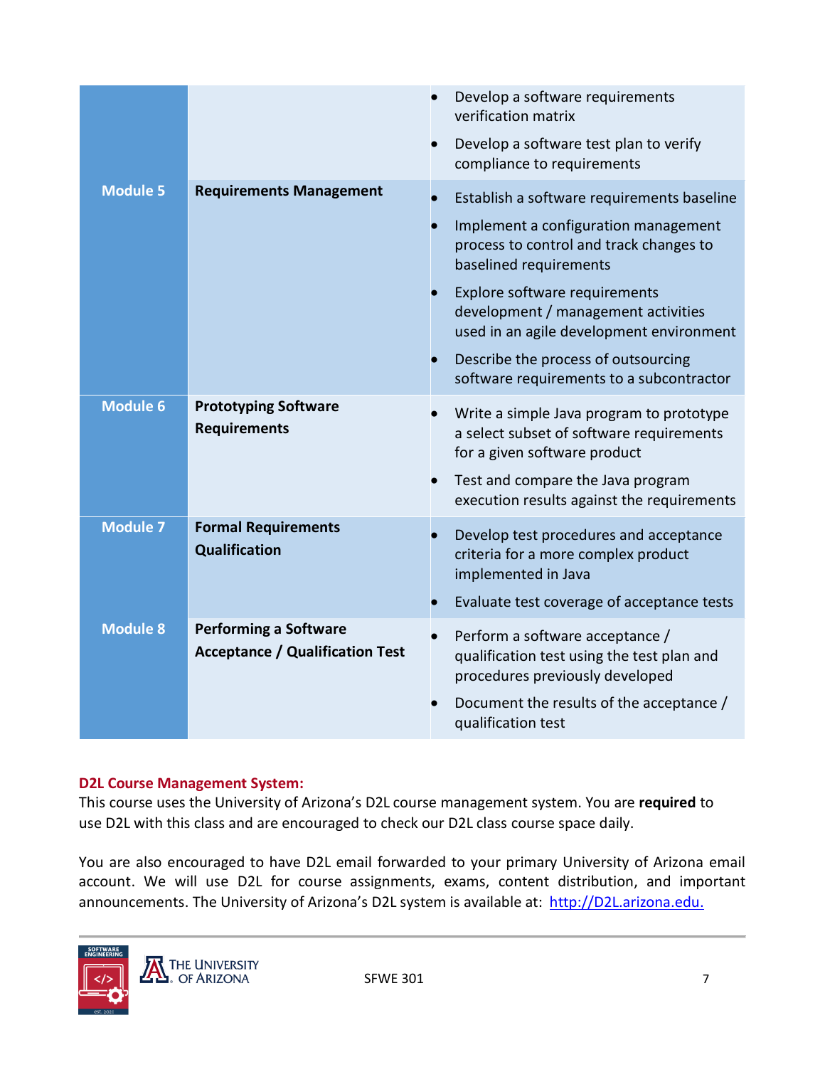| | | |
|---|---|---|
| | | • Develop a software requirements verification matrix<br>• Develop a software test plan to verify compliance to requirements |
| **Module 5** | **Requirements Management** | • Establish a software requirements baseline<br>• Implement a configuration management process to control and track changes to baselined requirements<br>• Explore software requirements development / management activities used in an agile development environment<br>• Describe the process of outsourcing software requirements to a subcontractor |
| **Module 6** | **Prototyping Software Requirements** | • Write a simple Java program to prototype a select subset of software requirements for a given software product<br>• Test and compare the Java program execution results against the requirements |
| **Module 7** | **Formal Requirements Qualification** | • Develop test procedures and acceptance criteria for a more complex product implemented in Java<br>• Evaluate test coverage of acceptance tests |
| **Module 8** | **Performing a Software Acceptance / Qualification Test** | • Perform a software acceptance / qualification test using the test plan and procedures previously developed<br>• Document the results of the acceptance / qualification test |

**D2L Course Management System:**

This course uses the University of Arizona's D2L course management system. You are **required** to use D2L with this class and are encouraged to check our D2L class course space daily.

You are also encouraged to have D2L email forwarded to your primary University of Arizona email account. We will use D2L for course assignments, exams, content distribution, and important announcements. The University of Arizona's D2L system is available at: http://D2L.arizona.edu.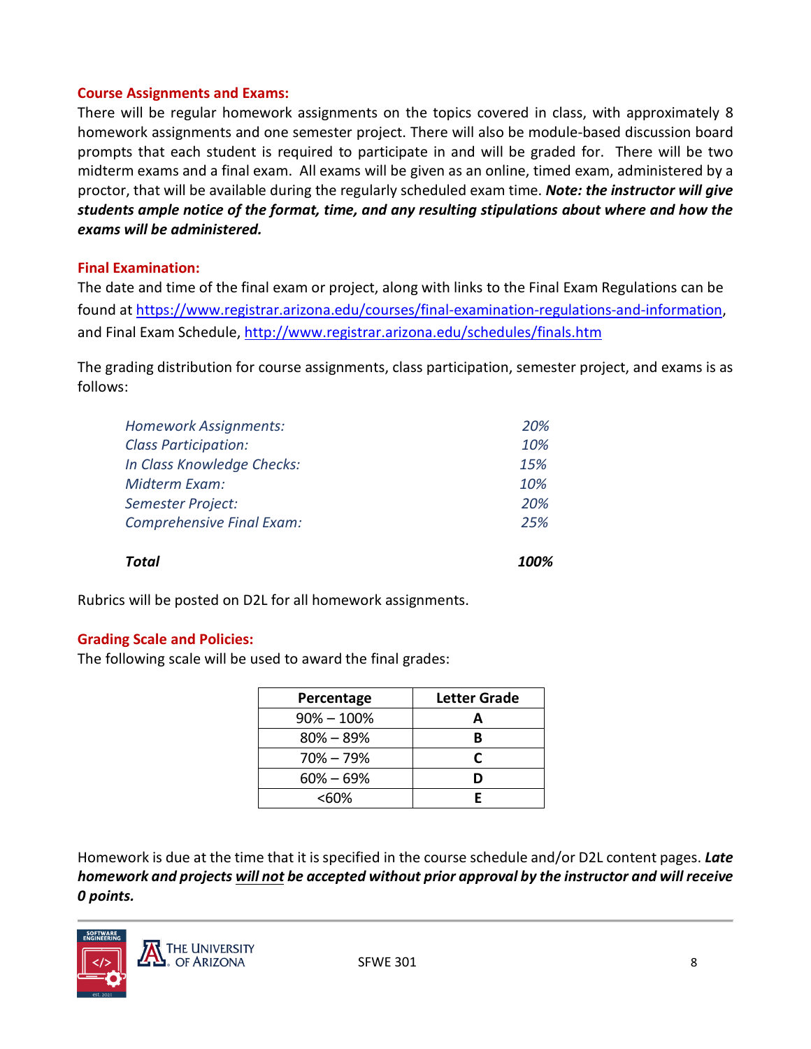### Course Assignments and Exams:

There will be regular homework assignments on the topics covered in class, with approximately 8 homework assignments and one semester project. There will also be module-based discussion board prompts that each student is required to participate in and will be graded for. There will be two midterm exams and a final exam. All exams will be given as an online, timed exam, administered by a proctor, that will be available during the regularly scheduled exam time. ***Note: the instructor will give students ample notice of the format, time, and any resulting stipulations about where and how the exams will be administered.***

### Final Examination:

The date and time of the final exam or project, along with links to the Final Exam Regulations can be found at https://www.registrar.arizona.edu/courses/final-examination-regulations-and-information, and Final Exam Schedule, http://www.registrar.arizona.edu/schedules/finals.htm

The grading distribution for course assignments, class participation, semester project, and exams is as follows:

| | |
|---|---|
| *Homework Assignments:* | *20%* |
| *Class Participation:* | *10%* |
| *In Class Knowledge Checks:* | *15%* |
| *Midterm Exam:* | *10%* |
| *Semester Project:* | *20%* |
| *Comprehensive Final Exam:* | *25%* |
| ***Total*** | ***100%*** |

Rubrics will be posted on D2L for all homework assignments.

### Grading Scale and Policies:

The following scale will be used to award the final grades:

| Percentage | Letter Grade |
|---|---|
| 90% – 100% | **A** |
| 80% – 89% | **B** |
| 70% – 79% | **C** |
| 60% – 69% | **D** |
| <60% | **E** |

Homework is due at the time that it is specified in the course schedule and/or D2L content pages. ***Late homework and projects <u>will not</u> be accepted without prior approval by the instructor and will receive 0 points.***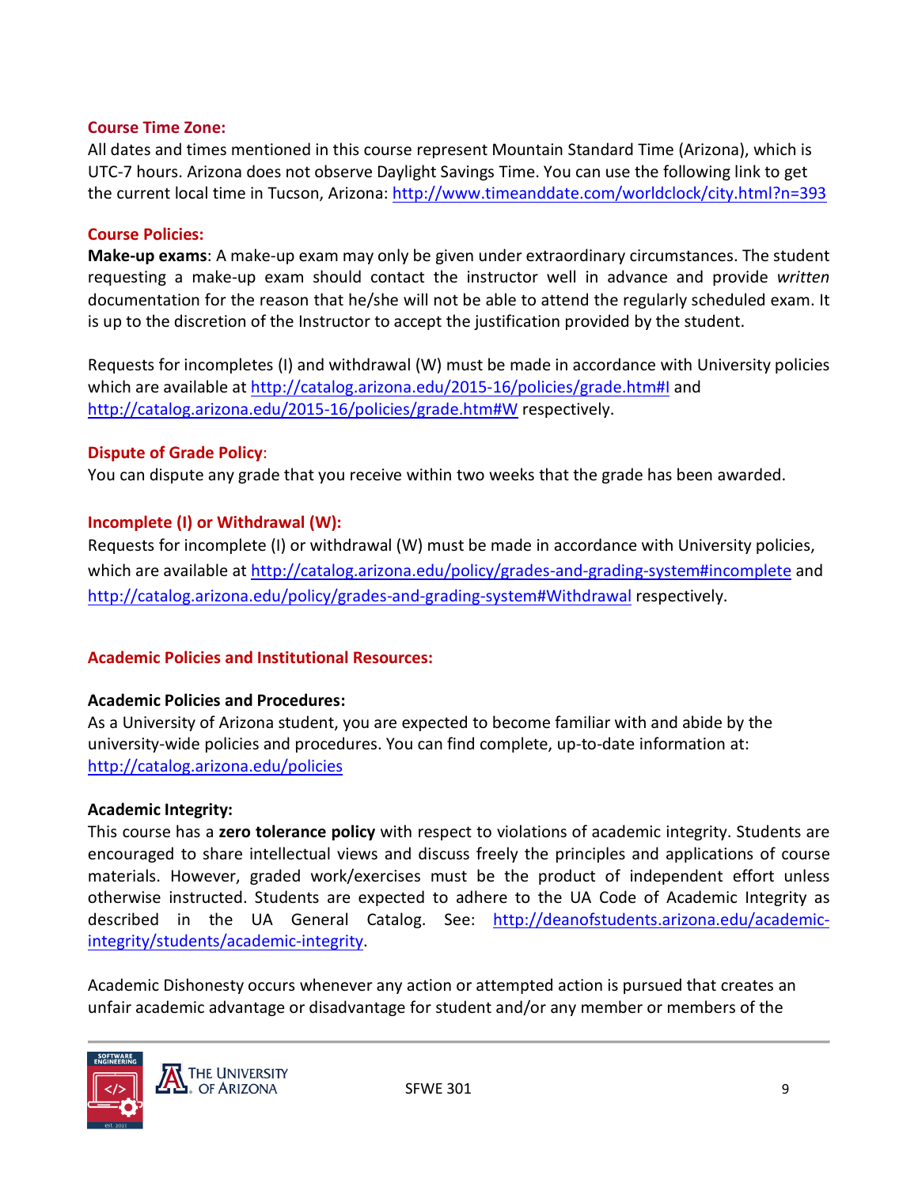### Course Time Zone:

All dates and times mentioned in this course represent Mountain Standard Time (Arizona), which is UTC-7 hours. Arizona does not observe Daylight Savings Time. You can use the following link to get the current local time in Tucson, Arizona: http://www.timeanddate.com/worldclock/city.html?n=393

### Course Policies:

**Make-up exams**: A make-up exam may only be given under extraordinary circumstances. The student requesting a make-up exam should contact the instructor well in advance and provide *written* documentation for the reason that he/she will not be able to attend the regularly scheduled exam. It is up to the discretion of the Instructor to accept the justification provided by the student.

Requests for incompletes (I) and withdrawal (W) must be made in accordance with University policies which are available at http://catalog.arizona.edu/2015-16/policies/grade.htm#I and http://catalog.arizona.edu/2015-16/policies/grade.htm#W respectively.

### Dispute of Grade Policy:

You can dispute any grade that you receive within two weeks that the grade has been awarded.

### Incomplete (I) or Withdrawal (W):

Requests for incomplete (I) or withdrawal (W) must be made in accordance with University policies, which are available at http://catalog.arizona.edu/policy/grades-and-grading-system#incomplete and http://catalog.arizona.edu/policy/grades-and-grading-system#Withdrawal respectively.

### Academic Policies and Institutional Resources:

**Academic Policies and Procedures:**

As a University of Arizona student, you are expected to become familiar with and abide by the university-wide policies and procedures. You can find complete, up-to-date information at: http://catalog.arizona.edu/policies

**Academic Integrity:**

This course has a **zero tolerance policy** with respect to violations of academic integrity. Students are encouraged to share intellectual views and discuss freely the principles and applications of course materials. However, graded work/exercises must be the product of independent effort unless otherwise instructed. Students are expected to adhere to the UA Code of Academic Integrity as described in the UA General Catalog. See: http://deanofstudents.arizona.edu/academic-integrity/students/academic-integrity.

Academic Dishonesty occurs whenever any action or attempted action is pursued that creates an unfair academic advantage or disadvantage for student and/or any member or members of the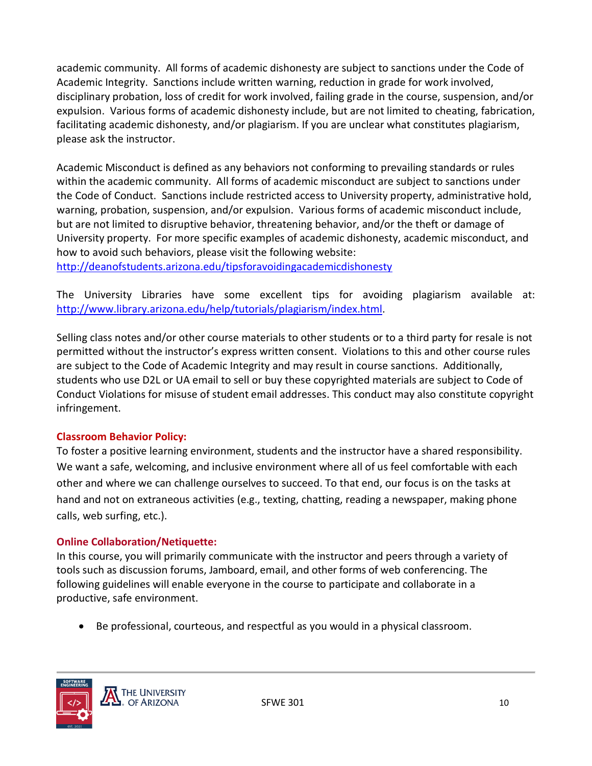academic community. All forms of academic dishonesty are subject to sanctions under the Code of Academic Integrity. Sanctions include written warning, reduction in grade for work involved, disciplinary probation, loss of credit for work involved, failing grade in the course, suspension, and/or expulsion. Various forms of academic dishonesty include, but are not limited to cheating, fabrication, facilitating academic dishonesty, and/or plagiarism. If you are unclear what constitutes plagiarism, please ask the instructor.

Academic Misconduct is defined as any behaviors not conforming to prevailing standards or rules within the academic community. All forms of academic misconduct are subject to sanctions under the Code of Conduct. Sanctions include restricted access to University property, administrative hold, warning, probation, suspension, and/or expulsion. Various forms of academic misconduct include, but are not limited to disruptive behavior, threatening behavior, and/or the theft or damage of University property. For more specific examples of academic dishonesty, academic misconduct, and how to avoid such behaviors, please visit the following website: http://deanofstudents.arizona.edu/tipsforavoidingacademicdishonesty

The University Libraries have some excellent tips for avoiding plagiarism available at: http://www.library.arizona.edu/help/tutorials/plagiarism/index.html.

Selling class notes and/or other course materials to other students or to a third party for resale is not permitted without the instructor's express written consent. Violations to this and other course rules are subject to the Code of Academic Integrity and may result in course sanctions. Additionally, students who use D2L or UA email to sell or buy these copyrighted materials are subject to Code of Conduct Violations for misuse of student email addresses. This conduct may also constitute copyright infringement.

**Classroom Behavior Policy:**

To foster a positive learning environment, students and the instructor have a shared responsibility. We want a safe, welcoming, and inclusive environment where all of us feel comfortable with each other and where we can challenge ourselves to succeed. To that end, our focus is on the tasks at hand and not on extraneous activities (e.g., texting, chatting, reading a newspaper, making phone calls, web surfing, etc.).

**Online Collaboration/Netiquette:**

In this course, you will primarily communicate with the instructor and peers through a variety of tools such as discussion forums, Jamboard, email, and other forms of web conferencing. The following guidelines will enable everyone in the course to participate and collaborate in a productive, safe environment.

- Be professional, courteous, and respectful as you would in a physical classroom.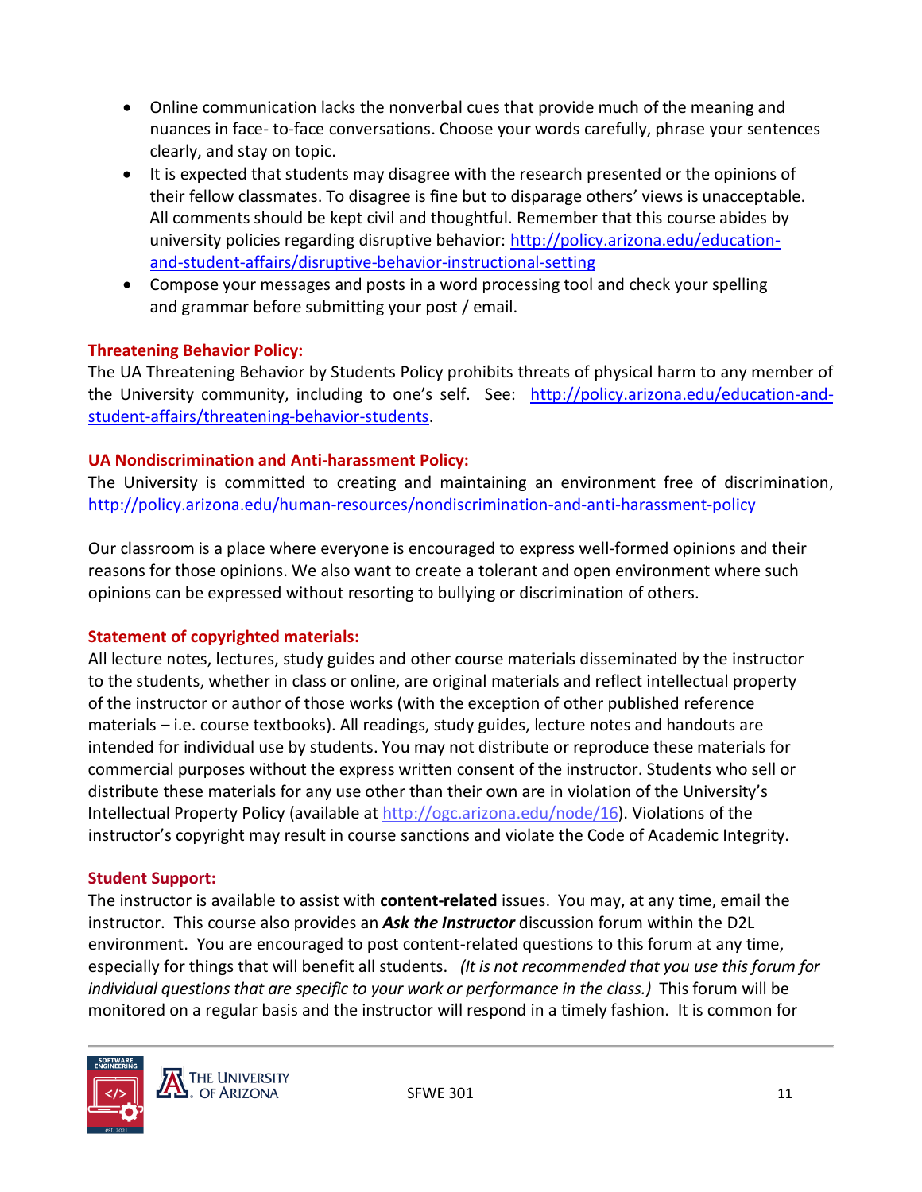- Online communication lacks the nonverbal cues that provide much of the meaning and nuances in face- to-face conversations. Choose your words carefully, phrase your sentences clearly, and stay on topic.
- It is expected that students may disagree with the research presented or the opinions of their fellow classmates. To disagree is fine but to disparage others' views is unacceptable. All comments should be kept civil and thoughtful. Remember that this course abides by university policies regarding disruptive behavior: [http://policy.arizona.edu/education-and-student-affairs/disruptive-behavior-instructional-setting](http://policy.arizona.edu/education-and-student-affairs/disruptive-behavior-instructional-setting)
- Compose your messages and posts in a word processing tool and check your spelling and grammar before submitting your post / email.

### Threatening Behavior Policy:

The UA Threatening Behavior by Students Policy prohibits threats of physical harm to any member of the University community, including to one's self. See: [http://policy.arizona.edu/education-and-student-affairs/threatening-behavior-students](http://policy.arizona.edu/education-and-student-affairs/threatening-behavior-students).

### UA Nondiscrimination and Anti-harassment Policy:

The University is committed to creating and maintaining an environment free of discrimination, [http://policy.arizona.edu/human-resources/nondiscrimination-and-anti-harassment-policy](http://policy.arizona.edu/human-resources/nondiscrimination-and-anti-harassment-policy)

Our classroom is a place where everyone is encouraged to express well-formed opinions and their reasons for those opinions. We also want to create a tolerant and open environment where such opinions can be expressed without resorting to bullying or discrimination of others.

### Statement of copyrighted materials:

All lecture notes, lectures, study guides and other course materials disseminated by the instructor to the students, whether in class or online, are original materials and reflect intellectual property of the instructor or author of those works (with the exception of other published reference materials – i.e. course textbooks). All readings, study guides, lecture notes and handouts are intended for individual use by students. You may not distribute or reproduce these materials for commercial purposes without the express written consent of the instructor. Students who sell or distribute these materials for any use other than their own are in violation of the University's Intellectual Property Policy (available at [http://ogc.arizona.edu/node/16](http://ogc.arizona.edu/node/16)). Violations of the instructor's copyright may result in course sanctions and violate the Code of Academic Integrity.

### Student Support:

The instructor is available to assist with **content-related** issues. You may, at any time, email the instructor. This course also provides an ***Ask the Instructor*** discussion forum within the D2L environment. You are encouraged to post content-related questions to this forum at any time, especially for things that will benefit all students. *(It is not recommended that you use this forum for individual questions that are specific to your work or performance in the class.)* This forum will be monitored on a regular basis and the instructor will respond in a timely fashion. It is common for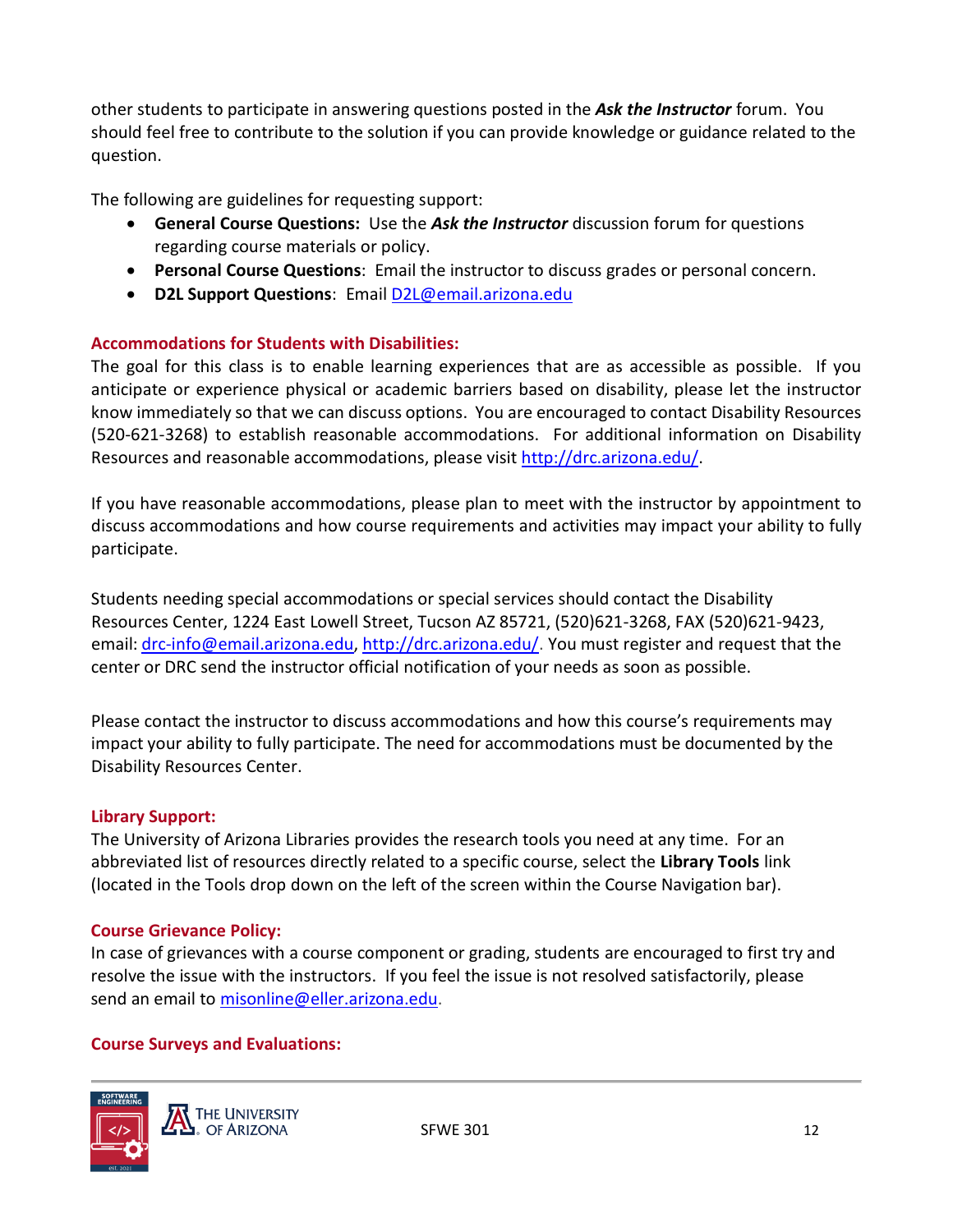other students to participate in answering questions posted in the ***Ask the Instructor*** forum. You should feel free to contribute to the solution if you can provide knowledge or guidance related to the question.

The following are guidelines for requesting support:

- **General Course Questions:** Use the ***Ask the Instructor*** discussion forum for questions regarding course materials or policy.
- **Personal Course Questions**: Email the instructor to discuss grades or personal concern.
- **D2L Support Questions**: Email D2L@email.arizona.edu

### Accommodations for Students with Disabilities:

The goal for this class is to enable learning experiences that are as accessible as possible. If you anticipate or experience physical or academic barriers based on disability, please let the instructor know immediately so that we can discuss options. You are encouraged to contact Disability Resources (520-621-3268) to establish reasonable accommodations. For additional information on Disability Resources and reasonable accommodations, please visit http://drc.arizona.edu/.

If you have reasonable accommodations, please plan to meet with the instructor by appointment to discuss accommodations and how course requirements and activities may impact your ability to fully participate.

Students needing special accommodations or special services should contact the Disability Resources Center, 1224 East Lowell Street, Tucson AZ 85721, (520)621-3268, FAX (520)621-9423, email: drc-info@email.arizona.edu, http://drc.arizona.edu/. You must register and request that the center or DRC send the instructor official notification of your needs as soon as possible.

Please contact the instructor to discuss accommodations and how this course's requirements may impact your ability to fully participate. The need for accommodations must be documented by the Disability Resources Center.

### Library Support:

The University of Arizona Libraries provides the research tools you need at any time. For an abbreviated list of resources directly related to a specific course, select the **Library Tools** link (located in the Tools drop down on the left of the screen within the Course Navigation bar).

### Course Grievance Policy:

In case of grievances with a course component or grading, students are encouraged to first try and resolve the issue with the instructors. If you feel the issue is not resolved satisfactorily, please send an email to misonline@eller.arizona.edu.

### Course Surveys and Evaluations: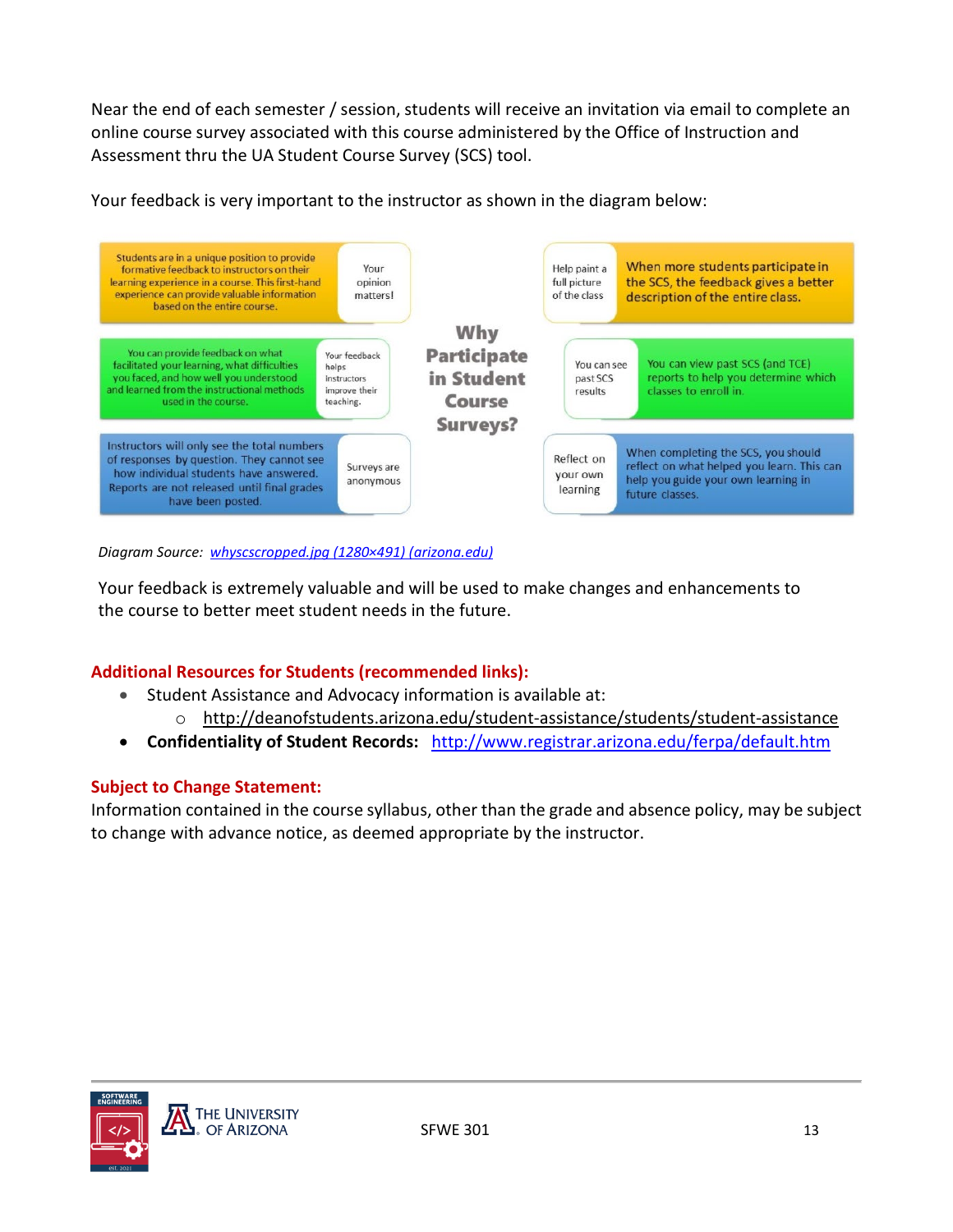Near the end of each semester / session, students will receive an invitation via email to complete an online course survey associated with this course administered by the Office of Instruction and Assessment thru the UA Student Course Survey (SCS) tool.

Your feedback is very important to the instructor as shown in the diagram below:

Why Participate in Student Course Surveys?

Your opinion matters!

Students are in a unique position to provide formative feedback to instructors on their learning experience in a course. This first-hand experience can provide valuable information based on the entire course.

Your feedback helps instructors improve their teaching.

You can provide feedback on what facilitated your learning, what difficulties you faced, and how well you understood and learned from the instructional methods used in the course.

Surveys are anonymous

Instructors will only see the total numbers of responses by question. They cannot see how individual students have answered. Reports are not released until final grades have been posted.

Help paint a full picture of the class

When more students participate in the SCS, the feedback gives a better description of the entire class.

You can see past SCS results

You can view past SCS (and TCE) reports to help you determine which classes to enroll in.

Reflect on your own learning

When completing the SCS, you should reflect on what helped you learn. This can help you guide your own learning in future classes.

*Diagram Source:* [whyscscropped.jpg (1280×491) (arizona.edu)]()

Your feedback is extremely valuable and will be used to make changes and enhancements to the course to better meet student needs in the future.

## Additional Resources for Students (recommended links):

- Student Assistance and Advocacy information is available at:
  - http://deanofstudents.arizona.edu/student-assistance/students/student-assistance
- **Confidentiality of Student Records:** http://www.registrar.arizona.edu/ferpa/default.htm

## Subject to Change Statement:

Information contained in the course syllabus, other than the grade and absence policy, may be subject to change with advance notice, as deemed appropriate by the instructor.